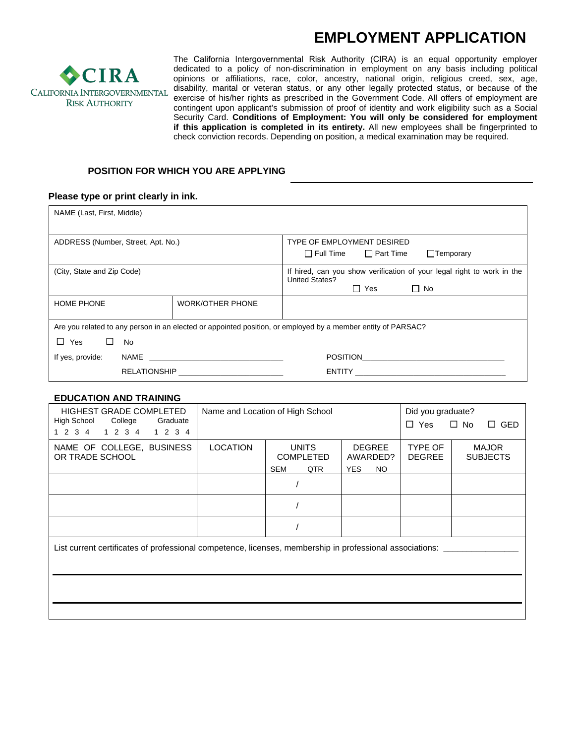# EMPLOYMENT APPLICATION

CIRA
CALIFORNIA INTERGOVERNMENTAL RISK AUTHORITY

The California Intergovernmental Risk Authority (CIRA) is an equal opportunity employer dedicated to a policy of non-discrimination in employment on any basis including political opinions or affiliations, race, color, ancestry, national origin, religious creed, sex, age, disability, marital or veteran status, or any other legally protected status, or because of the exercise of his/her rights as prescribed in the Government Code. All offers of employment are contingent upon applicant's submission of proof of identity and work eligibility such as a Social Security Card. **Conditions of Employment: You will only be considered for employment if this application is completed in its entirety.** All new employees shall be fingerprinted to check conviction records. Depending on position, a medical examination may be required.

**POSITION FOR WHICH YOU ARE APPLYING** ______________________________

**Please type or print clearly in ink.**

| NAME (Last, First, Middle) | | |
|---|---|---|
| ADDRESS (Number, Street, Apt. No.) | | TYPE OF EMPLOYMENT DESIRED<br>☐ Full Time ☐ Part Time ☐ Temporary |
| (City, State and Zip Code) | | If hired, can you show verification of your legal right to work in the United States?<br>☐ Yes ☐ No |
| HOME PHONE | WORK/OTHER PHONE | |

Are you related to any person in an elected or appointed position, or employed by a member entity of PARSAC?

☐ Yes ☐ No

If yes, provide: NAME ______________________ POSITION ______________________

RELATIONSHIP ______________________ ENTITY ______________________

## EDUCATION AND TRAINING

| HIGHEST GRADE COMPLETED<br>High School 1 2 3 4 / College 1 2 3 4 / Graduate 1 2 3 4 | Name and Location of High School | | | Did you graduate?<br>☐ Yes ☐ No ☐ GED | |
|---|---|---|---|---|---|
| NAME OF COLLEGE, BUSINESS OR TRADE SCHOOL | LOCATION | UNITS COMPLETED<br>SEM QTR | DEGREE AWARDED?<br>YES NO | TYPE OF DEGREE | MAJOR SUBJECTS |
| | | / | | | |
| | | / | | | |
| | | / | | | |

List current certificates of professional competence, licenses, membership in professional associations: ______________________

______________________________________________________________

______________________________________________________________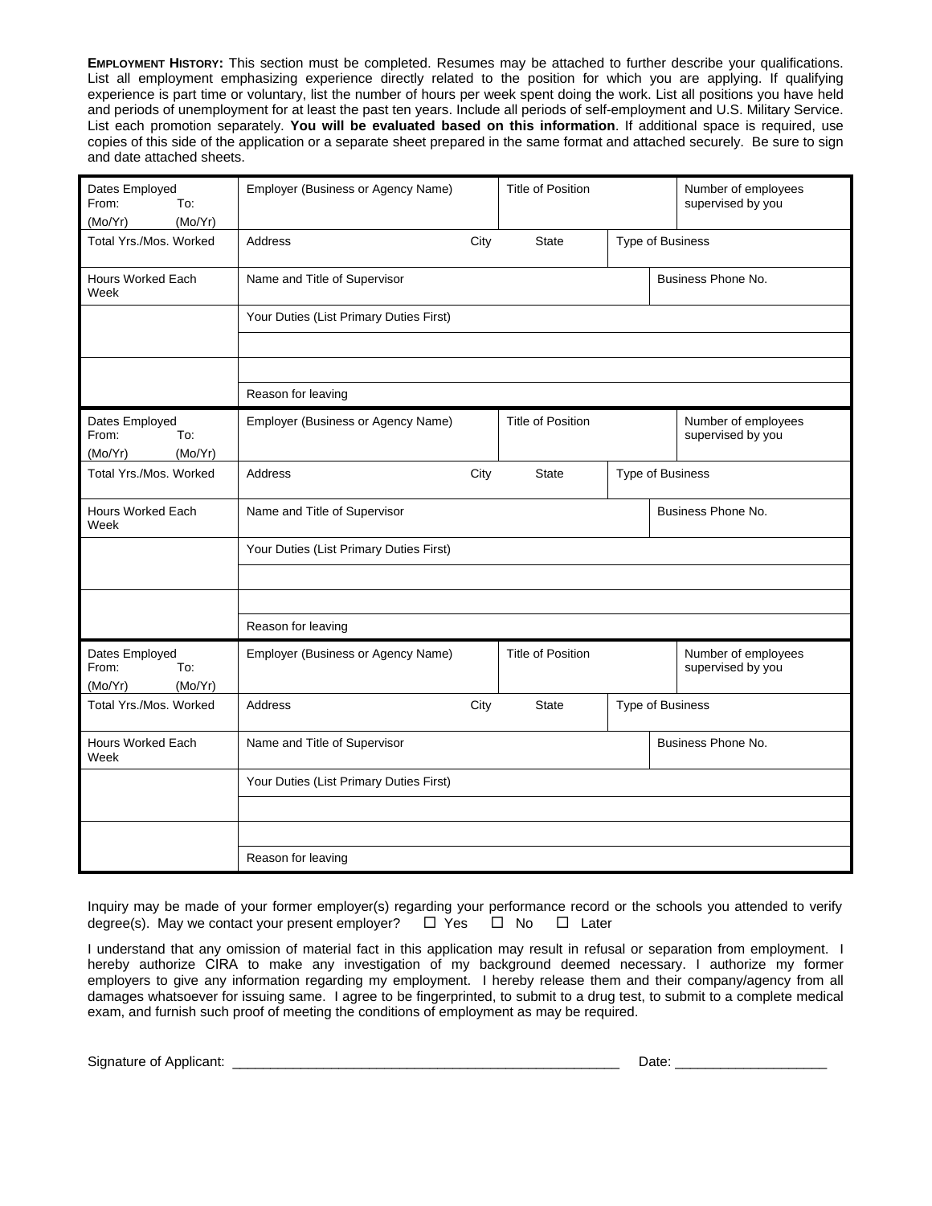**EMPLOYMENT HISTORY:** This section must be completed. Resumes may be attached to further describe your qualifications. List all employment emphasizing experience directly related to the position for which you are applying. If qualifying experience is part time or voluntary, list the number of hours per week spent doing the work. List all positions you have held and periods of unemployment for at least the past ten years. Include all periods of self-employment and U.S. Military Service. List each promotion separately. **You will be evaluated based on this information**. If additional space is required, use copies of this side of the application or a separate sheet prepared in the same format and attached securely. Be sure to sign and date attached sheets.

| Dates Employed From: (Mo/Yr) To: (Mo/Yr) | Employer (Business or Agency Name) | | Title of Position | | Number of employees supervised by you |
|---|---|---|---|---|---|
| Total Yrs./Mos. Worked | Address | City | State | Type of Business | |
| Hours Worked Each Week | Name and Title of Supervisor | | | Business Phone No. | |
| | Your Duties (List Primary Duties First) | | | | |
| | | | | | |
| | | | | | |
| | Reason for leaving | | | | |
| Dates Employed From: (Mo/Yr) To: (Mo/Yr) | Employer (Business or Agency Name) | | Title of Position | | Number of employees supervised by you |
| Total Yrs./Mos. Worked | Address | City | State | Type of Business | |
| Hours Worked Each Week | Name and Title of Supervisor | | | Business Phone No. | |
| | Your Duties (List Primary Duties First) | | | | |
| | | | | | |
| | | | | | |
| | Reason for leaving | | | | |
| Dates Employed From: (Mo/Yr) To: (Mo/Yr) | Employer (Business or Agency Name) | | Title of Position | | Number of employees supervised by you |
| Total Yrs./Mos. Worked | Address | City | State | Type of Business | |
| Hours Worked Each Week | Name and Title of Supervisor | | | Business Phone No. | |
| | Your Duties (List Primary Duties First) | | | | |
| | | | | | |
| | | | | | |
| | Reason for leaving | | | | |

Inquiry may be made of your former employer(s) regarding your performance record or the schools you attended to verify degree(s). May we contact your present employer? ☐ Yes ☐ No ☐ Later

I understand that any omission of material fact in this application may result in refusal or separation from employment. I hereby authorize CIRA to make any investigation of my background deemed necessary. I authorize my former employers to give any information regarding my employment. I hereby release them and their company/agency from all damages whatsoever for issuing same. I agree to be fingerprinted, to submit to a drug test, to submit to a complete medical exam, and furnish such proof of meeting the conditions of employment as may be required.

Signature of Applicant: ____________________________________________________ Date: ____________________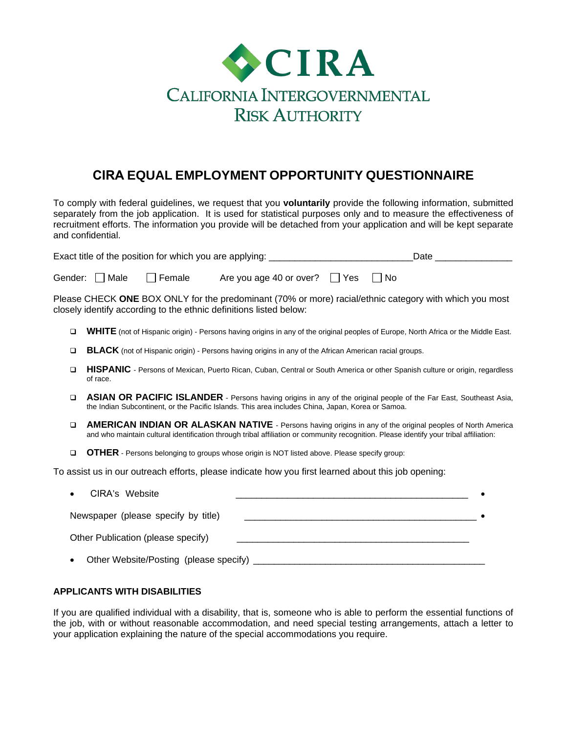CIRA

CALIFORNIA INTERGOVERNMENTAL RISK AUTHORITY

# CIRA EQUAL EMPLOYMENT OPPORTUNITY QUESTIONNAIRE

To comply with federal guidelines, we request that you **voluntarily** provide the following information, submitted separately from the job application. It is used for statistical purposes only and to measure the effectiveness of recruitment efforts. The information you provide will be detached from your application and will be kept separate and confidential.

Exact title of the position for which you are applying: ___________________________Date ______________

Gender: ☐ Male ☐ Female Are you age 40 or over? ☐ Yes ☐ No

Please CHECK **ONE** BOX ONLY for the predominant (70% or more) racial/ethnic category with which you most closely identify according to the ethnic definitions listed below:

- ☐ **WHITE** (not of Hispanic origin) - Persons having origins in any of the original peoples of Europe, North Africa or the Middle East.
- ☐ **BLACK** (not of Hispanic origin) - Persons having origins in any of the African American racial groups.
- ☐ **HISPANIC** - Persons of Mexican, Puerto Rican, Cuban, Central or South America or other Spanish culture or origin, regardless of race.
- ☐ **ASIAN OR PACIFIC ISLANDER** - Persons having origins in any of the original people of the Far East, Southeast Asia, the Indian Subcontinent, or the Pacific Islands. This area includes China, Japan, Korea or Samoa.
- ☐ **AMERICAN INDIAN OR ALASKAN NATIVE** - Persons having origins in any of the original peoples of North America and who maintain cultural identification through tribal affiliation or community recognition. Please identify your tribal affiliation:
- ☐ **OTHER** - Persons belonging to groups whose origin is NOT listed above. Please specify group:

To assist us in our outreach efforts, please indicate how you first learned about this job opening:

- CIRA's Website ____________________________________________
- Newspaper (please specify by title) ____________________________________________
- Other Publication (please specify) ____________________________________________
- Other Website/Posting (please specify) ____________________________________________

**APPLICANTS WITH DISABILITIES**

If you are qualified individual with a disability, that is, someone who is able to perform the essential functions of the job, with or without reasonable accommodation, and need special testing arrangements, attach a letter to your application explaining the nature of the special accommodations you require.